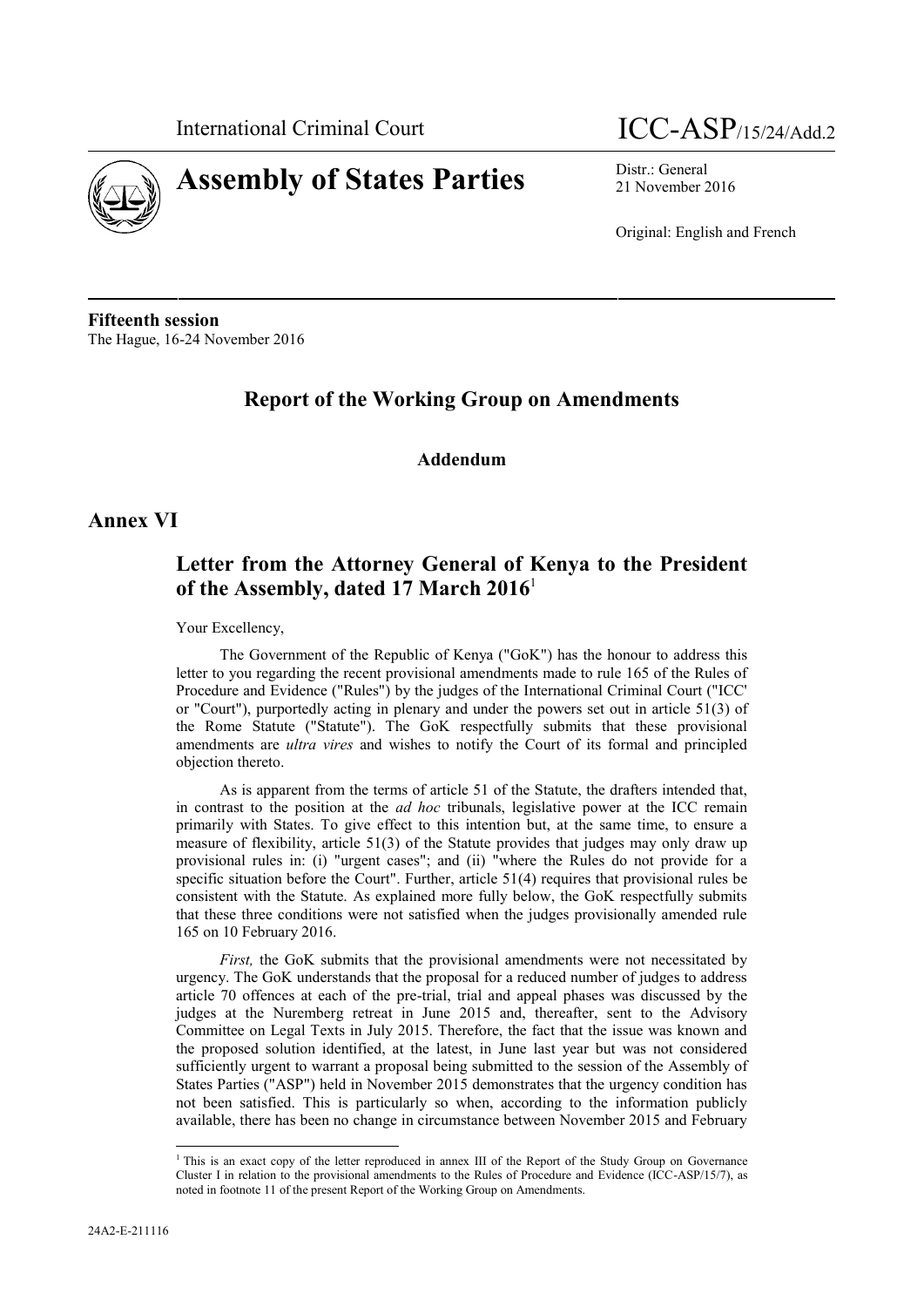International Criminal Court

ICC-ASP/15/24/Add.2

# Assembly of States Parties

Distr.: General
21 November 2016

Original: English and French

**Fifteenth session**
The Hague, 16-24 November 2016

## Report of the Working Group on Amendments

### Addendum

## Annex VI

### Letter from the Attorney General of Kenya to the President of the Assembly, dated 17 March 2016[1]

Your Excellency,

The Government of the Republic of Kenya ("GoK") has the honour to address this letter to you regarding the recent provisional amendments made to rule 165 of the Rules of Procedure and Evidence ("Rules") by the judges of the International Criminal Court ("ICC' or "Court"), purportedly acting in plenary and under the powers set out in article 51(3) of the Rome Statute ("Statute"). The GoK respectfully submits that these provisional amendments are *ultra vires* and wishes to notify the Court of its formal and principled objection thereto.

As is apparent from the terms of article 51 of the Statute, the drafters intended that, in contrast to the position at the *ad hoc* tribunals, legislative power at the ICC remain primarily with States. To give effect to this intention but, at the same time, to ensure a measure of flexibility, article 51(3) of the Statute provides that judges may only draw up provisional rules in: (i) "urgent cases"; and (ii) "where the Rules do not provide for a specific situation before the Court". Further, article 51(4) requires that provisional rules be consistent with the Statute. As explained more fully below, the GoK respectfully submits that these three conditions were not satisfied when the judges provisionally amended rule 165 on 10 February 2016.

*First,* the GoK submits that the provisional amendments were not necessitated by urgency. The GoK understands that the proposal for a reduced number of judges to address article 70 offences at each of the pre-trial, trial and appeal phases was discussed by the judges at the Nuremberg retreat in June 2015 and, thereafter, sent to the Advisory Committee on Legal Texts in July 2015. Therefore, the fact that the issue was known and the proposed solution identified, at the latest, in June last year but was not considered sufficiently urgent to warrant a proposal being submitted to the session of the Assembly of States Parties ("ASP") held in November 2015 demonstrates that the urgency condition has not been satisfied. This is particularly so when, according to the information publicly available, there has been no change in circumstance between November 2015 and February

[1] This is an exact copy of the letter reproduced in annex III of the Report of the Study Group on Governance Cluster I in relation to the provisional amendments to the Rules of Procedure and Evidence (ICC-ASP/15/7), as noted in footnote 11 of the present Report of the Working Group on Amendments.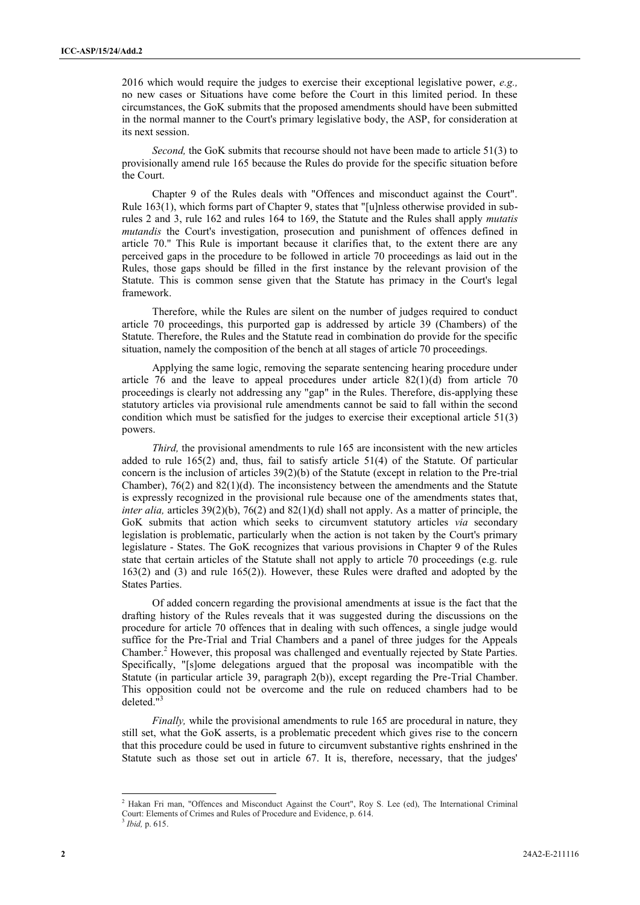2016 which would require the judges to exercise their exceptional legislative power, *e.g.,* no new cases or Situations have come before the Court in this limited period. In these circumstances, the GoK submits that the proposed amendments should have been submitted in the normal manner to the Court's primary legislative body, the ASP, for consideration at its next session.

*Second,* the GoK submits that recourse should not have been made to article 51(3) to provisionally amend rule 165 because the Rules do provide for the specific situation before the Court.

Chapter 9 of the Rules deals with "Offences and misconduct against the Court". Rule 163(1), which forms part of Chapter 9, states that "[u]nless otherwise provided in sub-rules 2 and 3, rule 162 and rules 164 to 169, the Statute and the Rules shall apply *mutatis mutandis* the Court's investigation, prosecution and punishment of offences defined in article 70." This Rule is important because it clarifies that, to the extent there are any perceived gaps in the procedure to be followed in article 70 proceedings as laid out in the Rules, those gaps should be filled in the first instance by the relevant provision of the Statute. This is common sense given that the Statute has primacy in the Court's legal framework.

Therefore, while the Rules are silent on the number of judges required to conduct article 70 proceedings, this purported gap is addressed by article 39 (Chambers) of the Statute. Therefore, the Rules and the Statute read in combination do provide for the specific situation, namely the composition of the bench at all stages of article 70 proceedings.

Applying the same logic, removing the separate sentencing hearing procedure under article 76 and the leave to appeal procedures under article 82(1)(d) from article 70 proceedings is clearly not addressing any "gap" in the Rules. Therefore, dis-applying these statutory articles via provisional rule amendments cannot be said to fall within the second condition which must be satisfied for the judges to exercise their exceptional article 51(3) powers.

*Third,* the provisional amendments to rule 165 are inconsistent with the new articles added to rule 165(2) and, thus, fail to satisfy article 51(4) of the Statute. Of particular concern is the inclusion of articles 39(2)(b) of the Statute (except in relation to the Pre-trial Chamber), 76(2) and 82(1)(d). The inconsistency between the amendments and the Statute is expressly recognized in the provisional rule because one of the amendments states that, *inter alia,* articles 39(2)(b), 76(2) and 82(1)(d) shall not apply. As a matter of principle, the GoK submits that action which seeks to circumvent statutory articles *via* secondary legislation is problematic, particularly when the action is not taken by the Court's primary legislature - States. The GoK recognizes that various provisions in Chapter 9 of the Rules state that certain articles of the Statute shall not apply to article 70 proceedings (e.g. rule 163(2) and (3) and rule 165(2)). However, these Rules were drafted and adopted by the States Parties.

Of added concern regarding the provisional amendments at issue is the fact that the drafting history of the Rules reveals that it was suggested during the discussions on the procedure for article 70 offences that in dealing with such offences, a single judge would suffice for the Pre-Trial and Trial Chambers and a panel of three judges for the Appeals Chamber.[2] However, this proposal was challenged and eventually rejected by State Parties. Specifically, "[s]ome delegations argued that the proposal was incompatible with the Statute (in particular article 39, paragraph 2(b)), except regarding the Pre-Trial Chamber. This opposition could not be overcome and the rule on reduced chambers had to be deleted."[3]

*Finally,* while the provisional amendments to rule 165 are procedural in nature, they still set, what the GoK asserts, is a problematic precedent which gives rise to the concern that this procedure could be used in future to circumvent substantive rights enshrined in the Statute such as those set out in article 67. It is, therefore, necessary, that the judges'

---

[2] Hakan Fri man, "Offences and Misconduct Against the Court", Roy S. Lee (ed), The International Criminal Court: Elements of Crimes and Rules of Procedure and Evidence, p. 614.

[3] *Ibid,* p. 615.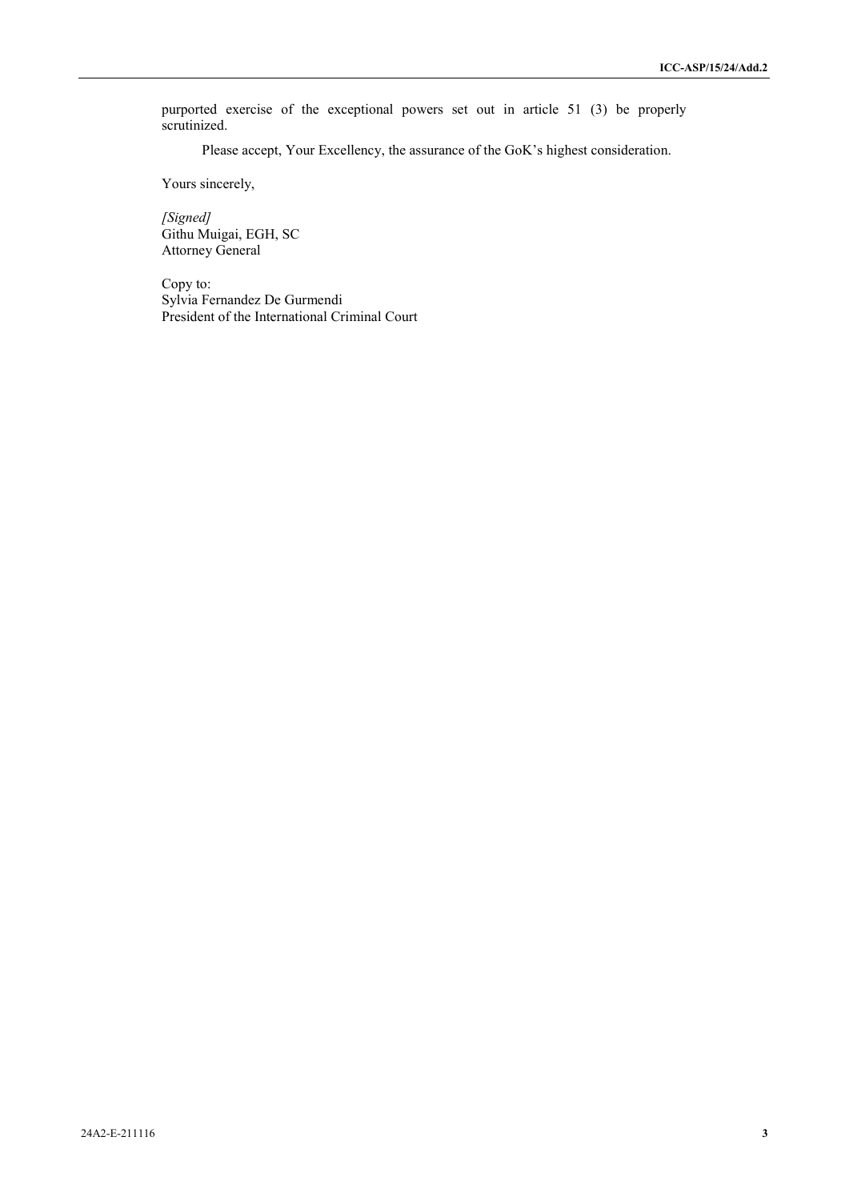purported exercise of the exceptional powers set out in article 51 (3) be properly scrutinized.

Please accept, Your Excellency, the assurance of the GoK's highest consideration.

Yours sincerely,

*[Signed]*
Githu Muigai, EGH, SC
Attorney General

Copy to:
Sylvia Fernandez De Gurmendi
President of the International Criminal Court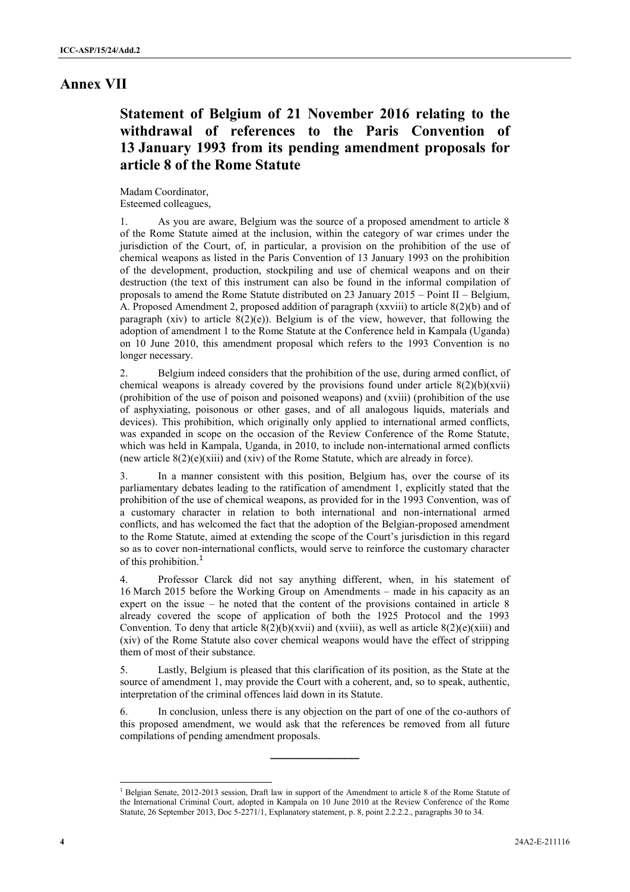# Annex VII

## Statement of Belgium of 21 November 2016 relating to the withdrawal of references to the Paris Convention of 13 January 1993 from its pending amendment proposals for article 8 of the Rome Statute

Madam Coordinator,
Esteemed colleagues,

1. As you are aware, Belgium was the source of a proposed amendment to article 8 of the Rome Statute aimed at the inclusion, within the category of war crimes under the jurisdiction of the Court, of, in particular, a provision on the prohibition of the use of chemical weapons as listed in the Paris Convention of 13 January 1993 on the prohibition of the development, production, stockpiling and use of chemical weapons and on their destruction (the text of this instrument can also be found in the informal compilation of proposals to amend the Rome Statute distributed on 23 January 2015 – Point II – Belgium, A. Proposed Amendment 2, proposed addition of paragraph (xxviii) to article 8(2)(b) and of paragraph (xiv) to article 8(2)(e)). Belgium is of the view, however, that following the adoption of amendment 1 to the Rome Statute at the Conference held in Kampala (Uganda) on 10 June 2010, this amendment proposal which refers to the 1993 Convention is no longer necessary.

2. Belgium indeed considers that the prohibition of the use, during armed conflict, of chemical weapons is already covered by the provisions found under article 8(2)(b)(xvii) (prohibition of the use of poison and poisoned weapons) and (xviii) (prohibition of the use of asphyxiating, poisonous or other gases, and of all analogous liquids, materials and devices). This prohibition, which originally only applied to international armed conflicts, was expanded in scope on the occasion of the Review Conference of the Rome Statute, which was held in Kampala, Uganda, in 2010, to include non-international armed conflicts (new article 8(2)(e)(xiii) and (xiv) of the Rome Statute, which are already in force).

3. In a manner consistent with this position, Belgium has, over the course of its parliamentary debates leading to the ratification of amendment 1, explicitly stated that the prohibition of the use of chemical weapons, as provided for in the 1993 Convention, was of a customary character in relation to both international and non-international armed conflicts, and has welcomed the fact that the adoption of the Belgian-proposed amendment to the Rome Statute, aimed at extending the scope of the Court's jurisdiction in this regard so as to cover non-international conflicts, would serve to reinforce the customary character of this prohibition.[1]

4. Professor Clarck did not say anything different, when, in his statement of 16 March 2015 before the Working Group on Amendments – made in his capacity as an expert on the issue – he noted that the content of the provisions contained in article 8 already covered the scope of application of both the 1925 Protocol and the 1993 Convention. To deny that article 8(2)(b)(xvii) and (xviii), as well as article 8(2)(e)(xiii) and (xiv) of the Rome Statute also cover chemical weapons would have the effect of stripping them of most of their substance.

5. Lastly, Belgium is pleased that this clarification of its position, as the State at the source of amendment 1, may provide the Court with a coherent, and, so to speak, authentic, interpretation of the criminal offences laid down in its Statute.

6. In conclusion, unless there is any objection on the part of one of the co-authors of this proposed amendment, we would ask that the references be removed from all future compilations of pending amendment proposals.

---

[1] Belgian Senate, 2012-2013 session, Draft law in support of the Amendment to article 8 of the Rome Statute of the International Criminal Court, adopted in Kampala on 10 June 2010 at the Review Conference of the Rome Statute, 26 September 2013, Doc 5-2271/1, Explanatory statement, p. 8, point 2.2.2.2., paragraphs 30 to 34.